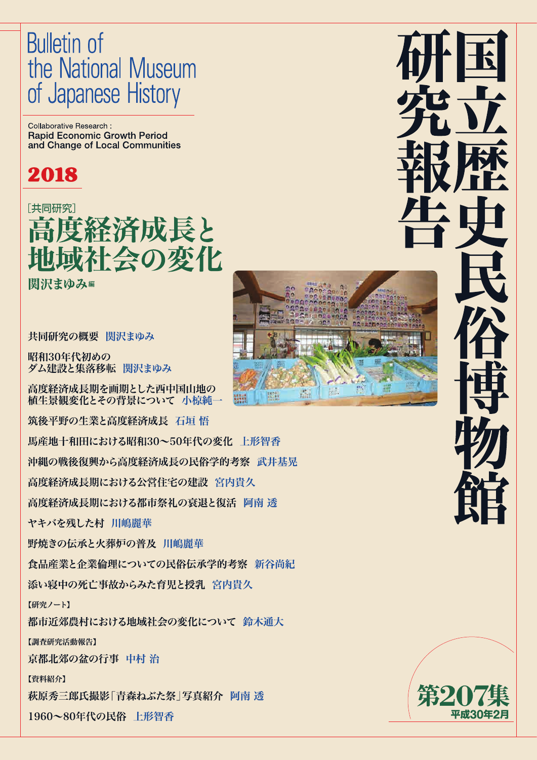# 国立歴史民俗博物館研究報告

# Bulletin of the National Museum of Japanese History

Collaborative Research :
**Rapid Economic Growth Period and Change of Local Communities**

**2018**

［共同研究］

## 高度経済成長と地域社会の変化

**関沢まゆみ編**

共同研究の概要　関沢まゆみ

昭和30年代初めのダム建設と集落移転　関沢まゆみ

高度経済成長期を画期とした西中国山地の植生景観変化とその背景について　小椋純一

筑後平野の生業と高度経済成長　石垣 悟

馬産地十和田における昭和30～50年代の変化　上形智香

沖縄の戦後復興から高度経済成長の民俗学的考察　武井基晃

高度経済成長期における公営住宅の建設　宮内貴久

高度経済成長期における都市祭礼の衰退と復活　阿南 透

ヤキバを残した村　川嶋麗華

野焼きの伝承と火葬炉の普及　川嶋麗華

食品産業と企業倫理についての民俗伝承学的考察　新谷尚紀

添い寝中の死亡事故からみた育児と授乳　宮内貴久

【研究ノート】

都市近郊農村における地域社会の変化について　鈴木通大

【調査研究活動報告】

京都北郊の盆の行事　中村 治

【資料紹介】

荻原秀三郎氏撮影「青森ねぶた祭」写真紹介　阿南 透

1960～80年代の民俗　上形智香

**第207集**
**平成30年2月**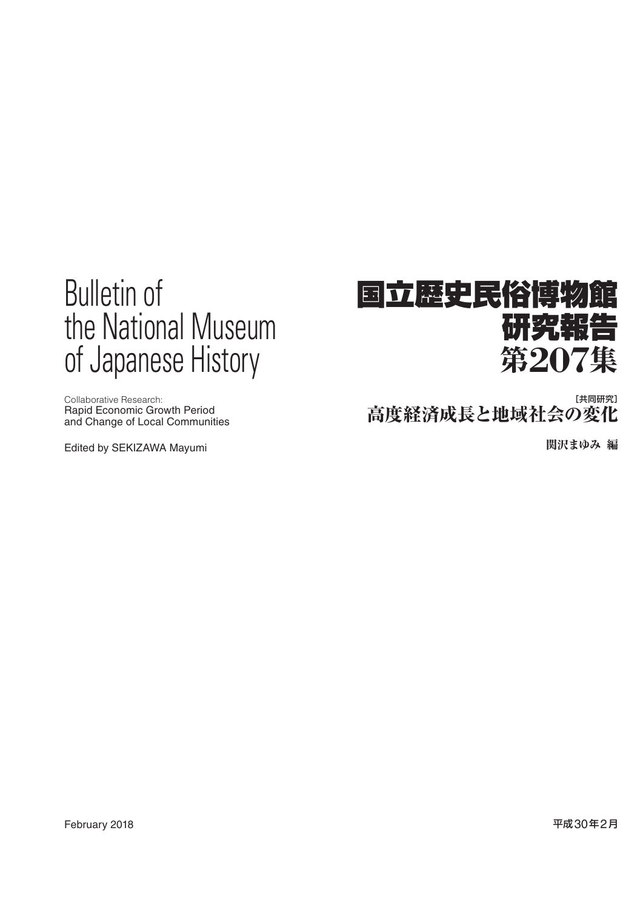# Bulletin of the National Museum of Japanese History

Collaborative Research:
Rapid Economic Growth Period and Change of Local Communities

Edited by SEKIZAWA Mayumi

# 国立歴史民俗博物館 研究報告 第207集

［共同研究］
**高度経済成長と地域社会の変化**

関沢まゆみ 編

February 2018

平成30年2月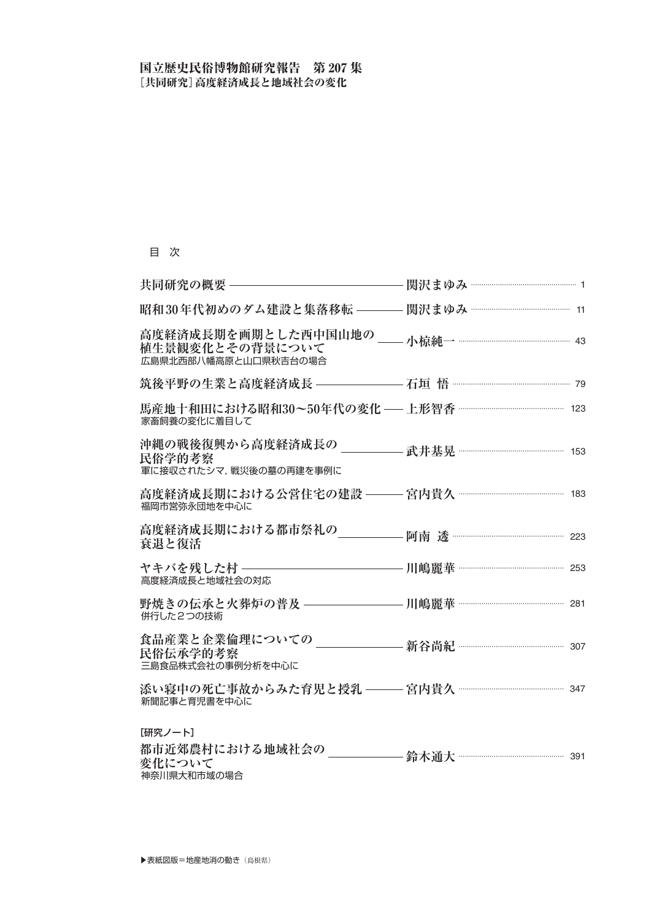**国立歴史民俗博物館研究報告　第 207 集**
**［共同研究］高度経済成長と地域社会の変化**

目　次

| | | |
|---|---|---|
| 共同研究の概要 | 関沢まゆみ | 1 |
| 昭和30年代初めのダム建設と集落移転 | 関沢まゆみ | 11 |
| 高度経済成長期を画期とした西中国山地の植生景観変化とその背景について<br>広島県北西部八幡高原と山口県秋吉台の場合 | 小椋純一 | 43 |
| 筑後平野の生業と高度経済成長 | 石垣 悟 | 79 |
| 馬産地十和田における昭和30〜50年代の変化<br>家畜飼養の変化に着目して | 上形智香 | 123 |
| 沖縄の戦後復興から高度経済成長の民俗学的考察<br>軍に接収されたシマ，戦災後の墓の再建を事例に | 武井基晃 | 153 |
| 高度経済成長期における公営住宅の建設<br>福岡市営弥永団地を中心に | 宮内貴久 | 183 |
| 高度経済成長期における都市祭礼の衰退と復活 | 阿南 透 | 223 |
| ヤキバを残した村<br>高度経済成長と地域社会の対応 | 川嶋麗華 | 253 |
| 野焼きの伝承と火葬炉の普及<br>併行した２つの技術 | 川嶋麗華 | 281 |
| 食品産業と企業倫理についての民俗伝承学的考察<br>三島食品株式会社の事例分析を中心に | 新谷尚紀 | 307 |
| 添い寝中の死亡事故からみた育児と授乳<br>新聞記事と育児書を中心に | 宮内貴久 | 347 |

［研究ノート］

| | | |
|---|---|---|
| 都市近郊農村における地域社会の変化について<br>神奈川県大和市域の場合 | 鈴木通大 | 391 |

▶表紙図版＝地産地消の動き（島根県）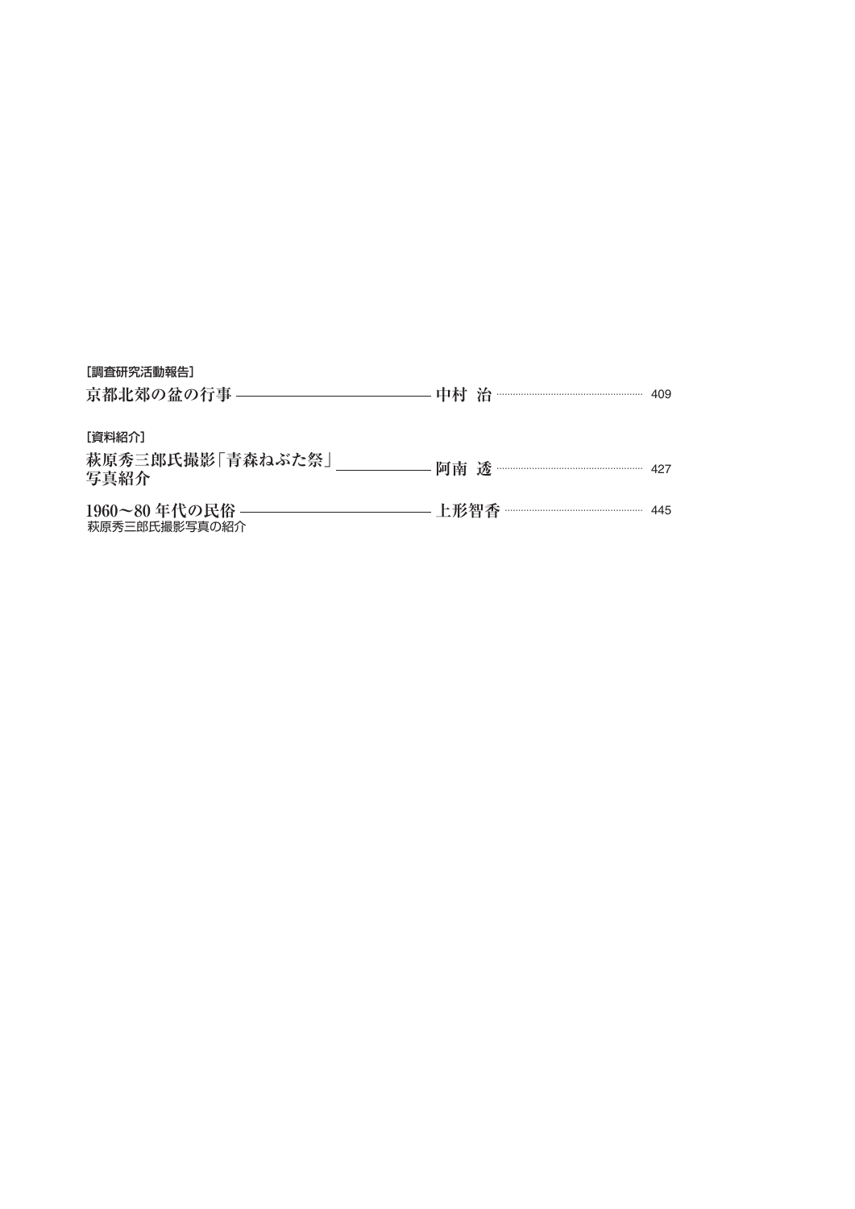［調査研究活動報告］

京都北郊の盆の行事 ―――――――――― 中村 治 ……………… 409

［資料紹介］

萩原秀三郎氏撮影「青森ねぶた祭」写真紹介 ―――――― 阿南 透 ……………… 427

1960〜80 年代の民俗 ―――――――――― 上形智香 ……………… 445
萩原秀三郎氏撮影写真の紹介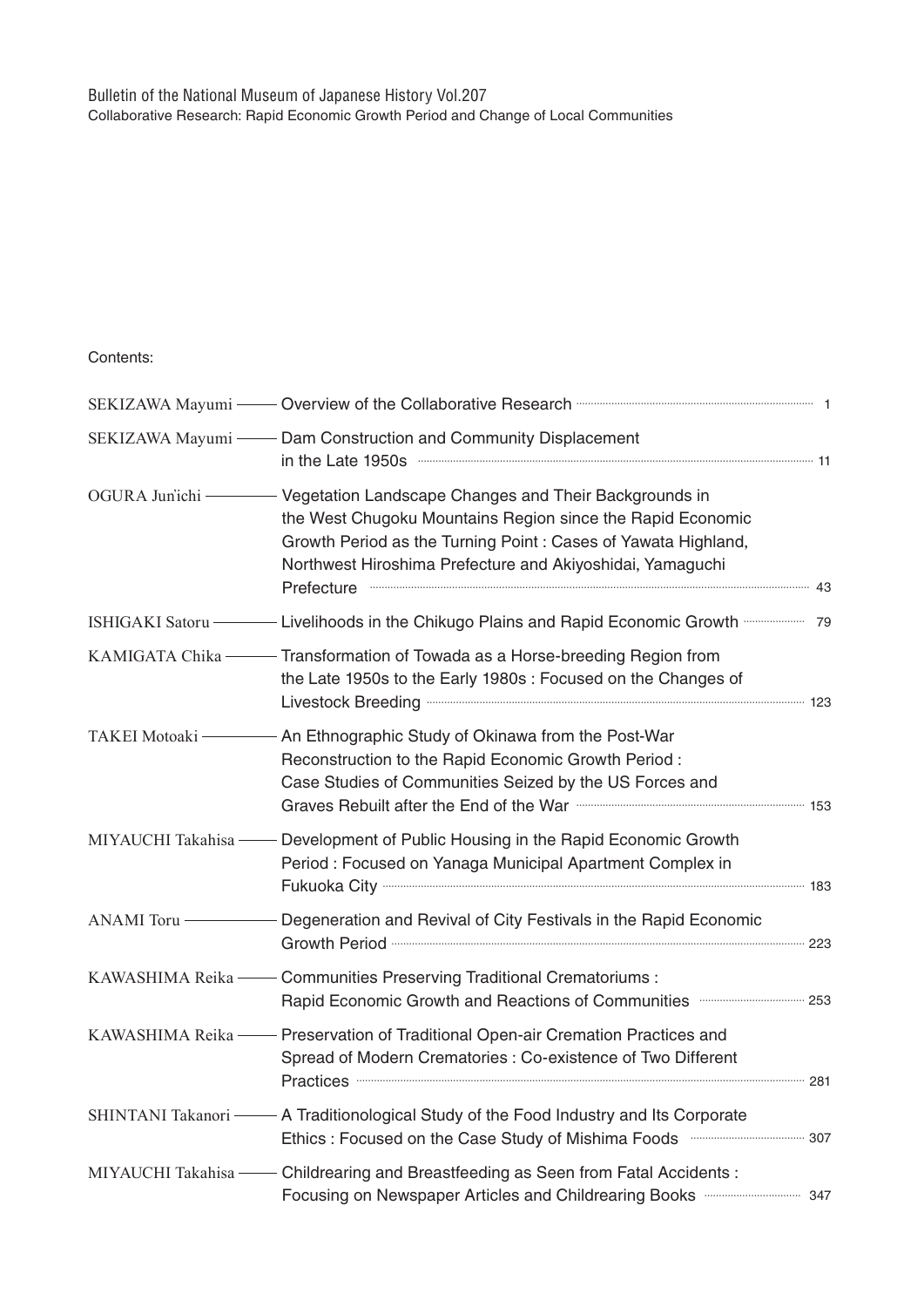Bulletin of the National Museum of Japanese History Vol.207

Collaborative Research: Rapid Economic Growth Period and Change of Local Communities

Contents:

SEKIZAWA Mayumi —— Overview of the Collaborative Research ........ 1

SEKIZAWA Mayumi —— Dam Construction and Community Displacement in the Late 1950s ........ 11

OGURA Jun'ichi —— Vegetation Landscape Changes and Their Backgrounds in the West Chugoku Mountains Region since the Rapid Economic Growth Period as the Turning Point : Cases of Yawata Highland, Northwest Hiroshima Prefecture and Akiyoshidai, Yamaguchi Prefecture ........ 43

ISHIGAKI Satoru —— Livelihoods in the Chikugo Plains and Rapid Economic Growth ........ 79

KAMIGATA Chika —— Transformation of Towada as a Horse-breeding Region from the Late 1950s to the Early 1980s : Focused on the Changes of Livestock Breeding ........ 123

TAKEI Motoaki —— An Ethnographic Study of Okinawa from the Post-War Reconstruction to the Rapid Economic Growth Period : Case Studies of Communities Seized by the US Forces and Graves Rebuilt after the End of the War ........ 153

MIYAUCHI Takahisa —— Development of Public Housing in the Rapid Economic Growth Period : Focused on Yanaga Municipal Apartment Complex in Fukuoka City ........ 183

ANAMI Toru —— Degeneration and Revival of City Festivals in the Rapid Economic Growth Period ........ 223

KAWASHIMA Reika —— Communities Preserving Traditional Crematoriums : Rapid Economic Growth and Reactions of Communities ........ 253

KAWASHIMA Reika —— Preservation of Traditional Open-air Cremation Practices and Spread of Modern Crematories : Co-existence of Two Different Practices ........ 281

SHINTANI Takanori —— A Traditionological Study of the Food Industry and Its Corporate Ethics : Focused on the Case Study of Mishima Foods ........ 307

MIYAUCHI Takahisa —— Childrearing and Breastfeeding as Seen from Fatal Accidents : Focusing on Newspaper Articles and Childrearing Books ........ 347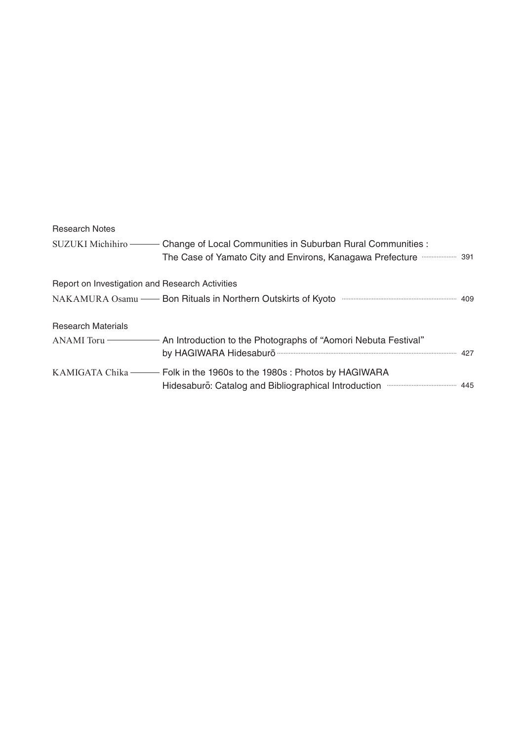## Research Notes

SUZUKI Michihiro —— Change of Local Communities in Suburban Rural Communities : The Case of Yamato City and Environs, Kanagawa Prefecture ………… 391

## Report on Investigation and Research Activities

NAKAMURA Osamu —— Bon Rituals in Northern Outskirts of Kyoto ………… 409

## Research Materials

ANAMI Toru —— An Introduction to the Photographs of "Aomori Nebuta Festival" by HAGIWARA Hidesaburō ………… 427

KAMIGATA Chika —— Folk in the 1960s to the 1980s : Photos by HAGIWARA Hidesaburō: Catalog and Bibliographical Introduction ………… 445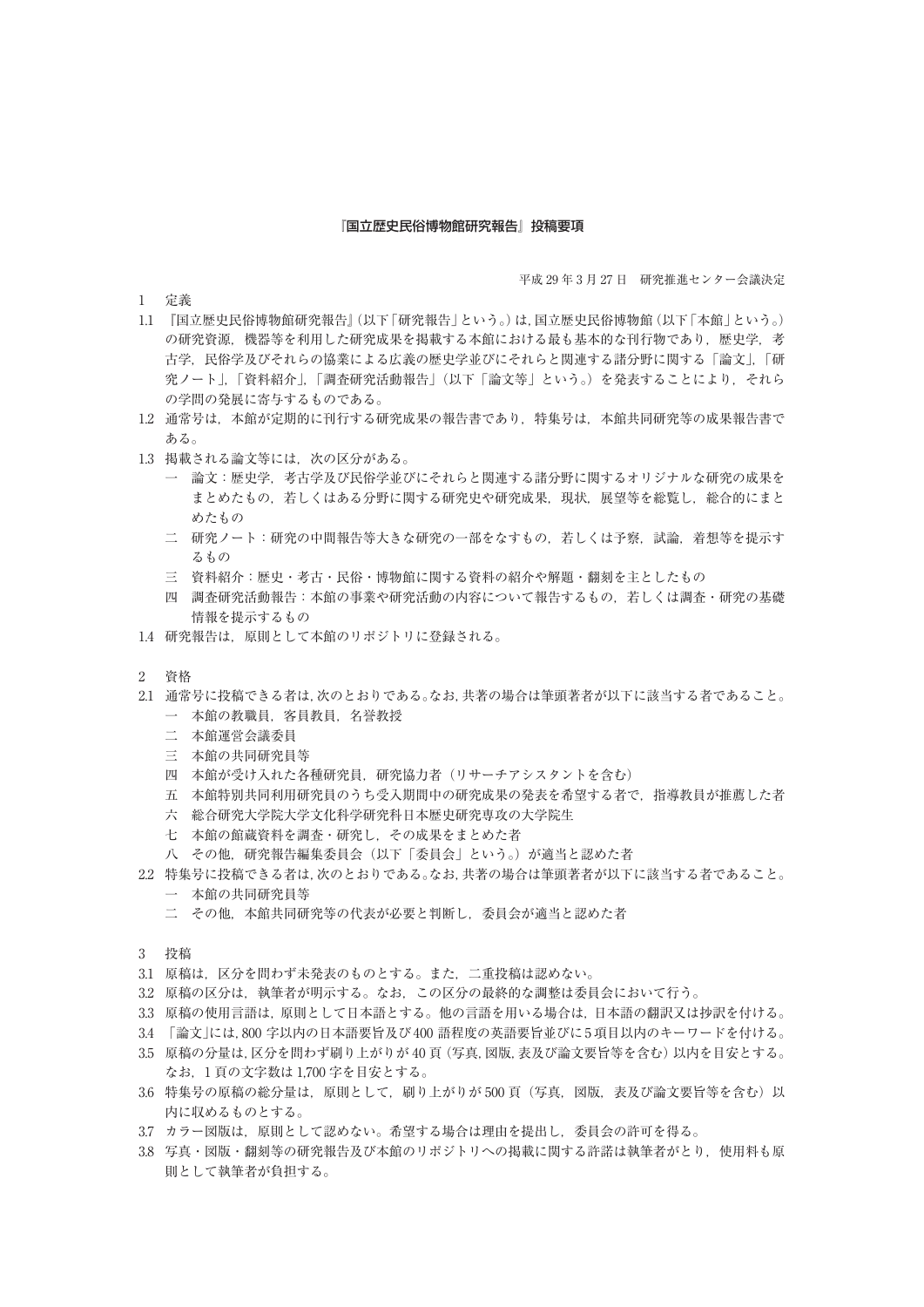# 『国立歴史民俗博物館研究報告』投稿要項

平成 29 年 3 月 27 日　研究推進センター会議決定

## 1　定義

1.1　『国立歴史民俗博物館研究報告』（以下「研究報告」という。）は，国立歴史民俗博物館（以下「本館」という。）の研究資源，機器等を利用した研究成果を掲載する本館における最も基本的な刊行物であり，歴史学，考古学，民俗学及びそれらの協業による広義の歴史学並びにそれらと関連する諸分野に関する「論文」，「研究ノート」，「資料紹介」，「調査研究活動報告」（以下「論文等」という。）を発表することにより，それらの学問の発展に寄与するものである。

1.2　通常号は，本館が定期的に刊行する研究成果の報告書であり，特集号は，本館共同研究等の成果報告書である。

1.3　掲載される論文等には，次の区分がある。

- 一　論文：歴史学，考古学及び民俗学並びにそれらと関連する諸分野に関するオリジナルな研究の成果をまとめたもの，若しくはある分野に関する研究史や研究成果，現状，展望等を総覧し，総合的にまとめたもの
- 二　研究ノート：研究の中間報告等大きな研究の一部をなすもの，若しくは予察，試論，着想等を提示するもの
- 三　資料紹介：歴史・考古・民俗・博物館に関する資料の紹介や解題・翻刻を主としたもの
- 四　調査研究活動報告：本館の事業や研究活動の内容について報告するもの，若しくは調査・研究の基礎情報を提示するもの

1.4　研究報告は，原則として本館のリポジトリに登録される。

## 2　資格

2.1　通常号に投稿できる者は，次のとおりである。なお，共著の場合は筆頭著者が以下に該当する者であること。

- 一　本館の教職員，客員教員，名誉教授
- 二　本館運営会議委員
- 三　本館の共同研究員等
- 四　本館が受け入れた各種研究員，研究協力者（リサーチアシスタントを含む）
- 五　本館特別共同利用研究員のうち受入期間中の研究成果の発表を希望する者で，指導教員が推薦した者
- 六　総合研究大学院大学文化科学研究科日本歴史研究専攻の大学院生
- 七　本館の館蔵資料を調査・研究し，その成果をまとめた者
- 八　その他，研究報告編集委員会（以下「委員会」という。）が適当と認めた者

2.2　特集号に投稿できる者は，次のとおりである。なお，共著の場合は筆頭著者が以下に該当する者であること。

- 一　本館の共同研究員等
- 二　その他，本館共同研究等の代表が必要と判断し，委員会が適当と認めた者

## 3　投稿

3.1　原稿は，区分を問わず未発表のものとする。また，二重投稿は認めない。

3.2　原稿の区分は，執筆者が明示する。なお，この区分の最終的な調整は委員会において行う。

3.3　原稿の使用言語は，原則として日本語とする。他の言語を用いる場合は，日本語の翻訳又は抄訳を付ける。

3.4　「論文」には，800 字以内の日本語要旨及び 400 語程度の英語要旨並びに 5 項目以内のキーワードを付ける。

3.5　原稿の分量は，区分を問わず刷り上がりが 40 頁（写真，図版，表及び論文要旨等を含む）以内を目安とする。なお，1 頁の文字数は 1,700 字を目安とする。

3.6　特集号の原稿の総分量は，原則として，刷り上がりが 500 頁（写真，図版，表及び論文要旨等を含む）以内に収めるものとする。

3.7　カラー図版は，原則として認めない。希望する場合は理由を提出し，委員会の許可を得る。

3.8　写真・図版・翻刻等の研究報告及び本館のリポジトリへの掲載に関する許諾は執筆者がとり，使用料も原則として執筆者が負担する。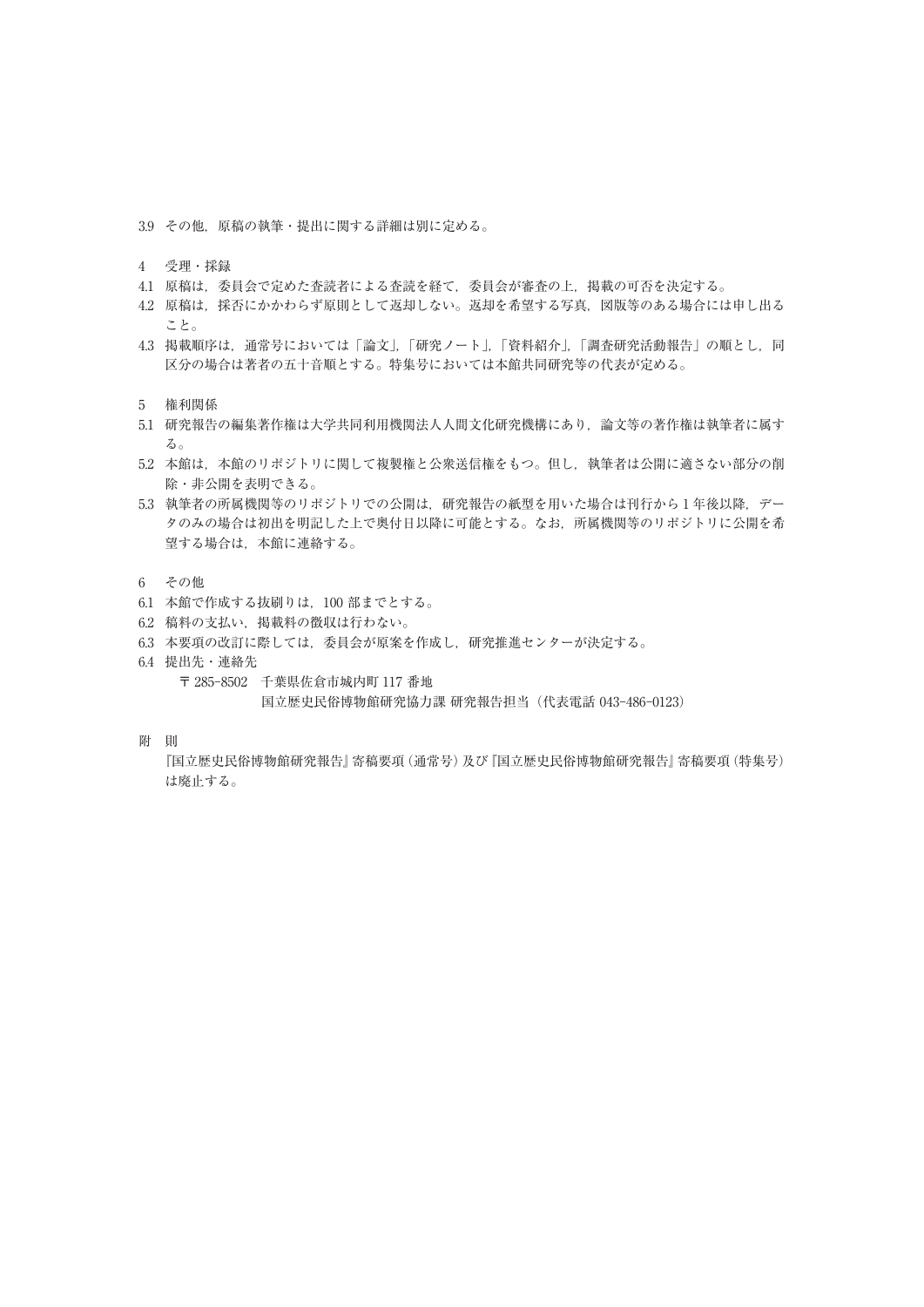3.9 その他，原稿の執筆・提出に関する詳細は別に定める。

4 受理・採録

4.1 原稿は，委員会で定めた査読者による査読を経て，委員会が審査の上，掲載の可否を決定する。

4.2 原稿は，採否にかかわらず原則として返却しない。返却を希望する写真，図版等のある場合には申し出ること。

4.3 掲載順序は，通常号においては「論文」，「研究ノート」，「資料紹介」，「調査研究活動報告」の順とし，同区分の場合は著者の五十音順とする。特集号においては本館共同研究等の代表が定める。

5 権利関係

5.1 研究報告の編集著作権は大学共同利用機関法人人間文化研究機構にあり，論文等の著作権は執筆者に属する。

5.2 本館は，本館のリポジトリに関して複製権と公衆送信権をもつ。但し，執筆者は公開に適さない部分の削除・非公開を表明できる。

5.3 執筆者の所属機関等のリポジトリでの公開は，研究報告の紙型を用いた場合は刊行から1年後以降，データのみの場合は初出を明記した上で奥付日以降に可能とする。なお，所属機関等のリポジトリに公開を希望する場合は，本館に連絡する。

6 その他

6.1 本館で作成する抜刷りは，100部までとする。

6.2 稿料の支払い，掲載料の徴収は行わない。

6.3 本要項の改訂に際しては，委員会が原案を作成し，研究推進センターが決定する。

6.4 提出先・連絡先

〒285-8502 千葉県佐倉市城内町117番地
国立歴史民俗博物館研究協力課 研究報告担当（代表電話 043-486-0123）

附 則

『国立歴史民俗博物館研究報告』寄稿要項（通常号）及び『国立歴史民俗博物館研究報告』寄稿要項（特集号）は廃止する。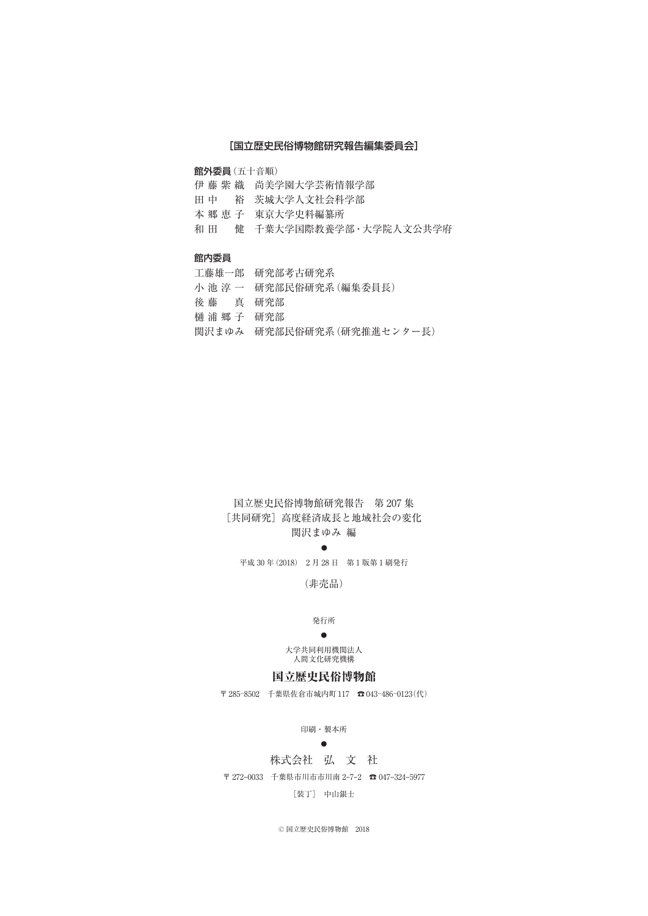**[国立歴史民俗博物館研究報告編集委員会]**

**館外委員**（五十音順）

伊 藤 紫 織　尚美学園大学芸術情報学部
田 中 　 裕　茨城大学人文社会科学部
本 郷 恵 子　東京大学史料編纂所
和 田 　 健　千葉大学国際教養学部・大学院人文公共学府

**館内委員**

工藤雄一郎　研究部考古研究系
小 池 淳 一　研究部民俗研究系（編集委員長）
後 藤 　 真　研究部
樋 浦 郷 子　研究部
関沢まゆみ　研究部民俗研究系（研究推進センター長）

国立歴史民俗博物館研究報告　第 207 集
［共同研究］高度経済成長と地域社会の変化
関沢まゆみ 編

●

平成 30 年（2018）　2 月 28 日　第 1 版第 1 刷発行

（非売品）

発行所

●

大学共同利用機関法人
人間文化研究機構

**国立歴史民俗博物館**

〒285-8502　千葉県佐倉市城内町 117　☎043-486-0123（代）

印刷・製本所

●

株式会社　弘　文　社

〒272-0033　千葉県市川市市川南 2-7-2　☎047-324-5977

［装丁］　中山銀士

© 国立歴史民俗博物館　2018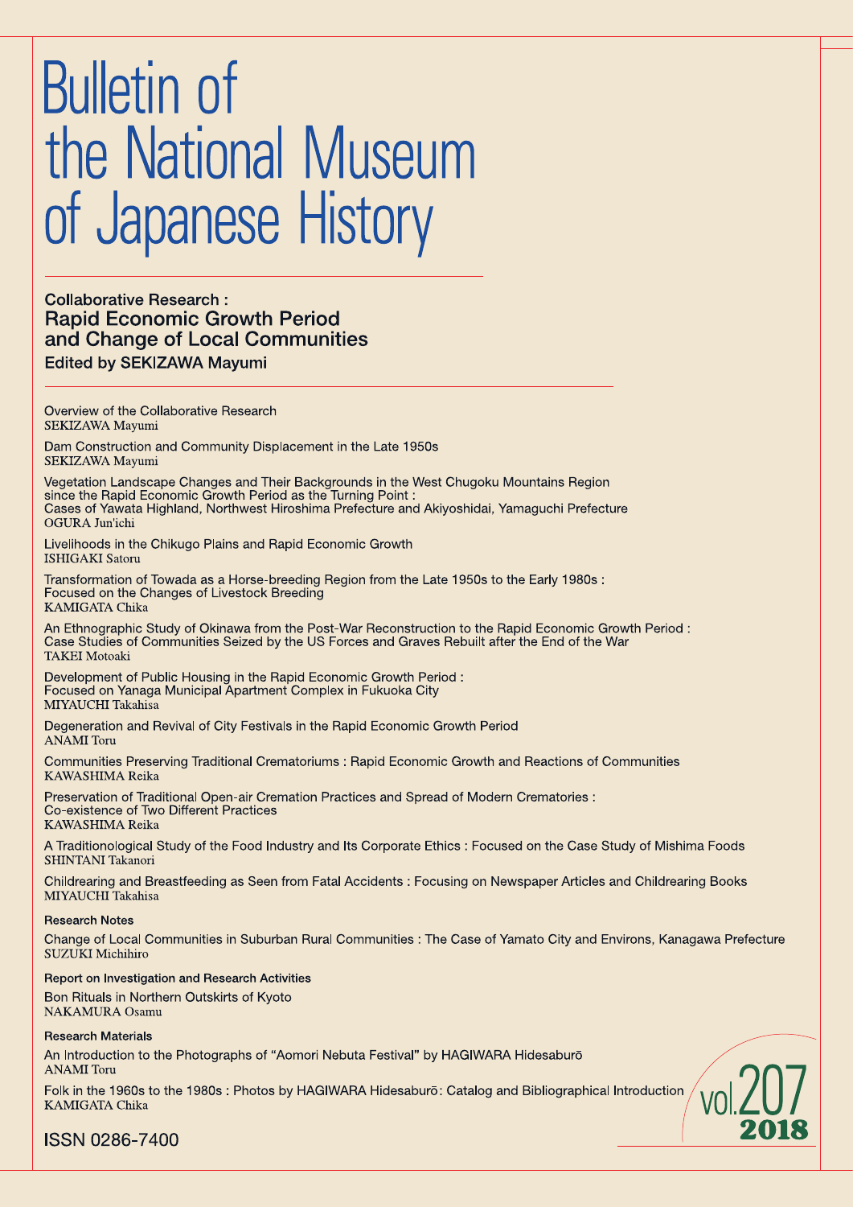# Bulletin of the National Museum of Japanese History

## Collaborative Research : Rapid Economic Growth Period and Change of Local Communities

**Edited by SEKIZAWA Mayumi**

Overview of the Collaborative Research
SEKIZAWA Mayumi

Dam Construction and Community Displacement in the Late 1950s
SEKIZAWA Mayumi

Vegetation Landscape Changes and Their Backgrounds in the West Chugoku Mountains Region since the Rapid Economic Growth Period as the Turning Point : Cases of Yawata Highland, Northwest Hiroshima Prefecture and Akiyoshidai, Yamaguchi Prefecture
OGURA Jun'ichi

Livelihoods in the Chikugo Plains and Rapid Economic Growth
ISHIGAKI Satoru

Transformation of Towada as a Horse-breeding Region from the Late 1950s to the Early 1980s : Focused on the Changes of Livestock Breeding
KAMIGATA Chika

An Ethnographic Study of Okinawa from the Post-War Reconstruction to the Rapid Economic Growth Period : Case Studies of Communities Seized by the US Forces and Graves Rebuilt after the End of the War
TAKEI Motoaki

Development of Public Housing in the Rapid Economic Growth Period : Focused on Yanaga Municipal Apartment Complex in Fukuoka City
MIYAUCHI Takahisa

Degeneration and Revival of City Festivals in the Rapid Economic Growth Period
ANAMI Toru

Communities Preserving Traditional Crematoriums : Rapid Economic Growth and Reactions of Communities
KAWASHIMA Reika

Preservation of Traditional Open-air Cremation Practices and Spread of Modern Crematories : Co-existence of Two Different Practices
KAWASHIMA Reika

A Traditionological Study of the Food Industry and Its Corporate Ethics : Focused on the Case Study of Mishima Foods
SHINTANI Takanori

Childrearing and Breastfeeding as Seen from Fatal Accidents : Focusing on Newspaper Articles and Childrearing Books
MIYAUCHI Takahisa

### Research Notes

Change of Local Communities in Suburban Rural Communities : The Case of Yamato City and Environs, Kanagawa Prefecture
SUZUKI Michihiro

### Report on Investigation and Research Activities

Bon Rituals in Northern Outskirts of Kyoto
NAKAMURA Osamu

### Research Materials

An Introduction to the Photographs of "Aomori Nebuta Festival" by HAGIWARA Hidesaburō
ANAMI Toru

Folk in the 1960s to the 1980s : Photos by HAGIWARA Hidesaburō : Catalog and Bibliographical Introduction
KAMIGATA Chika

vol.207
2018

ISSN 0286-7400